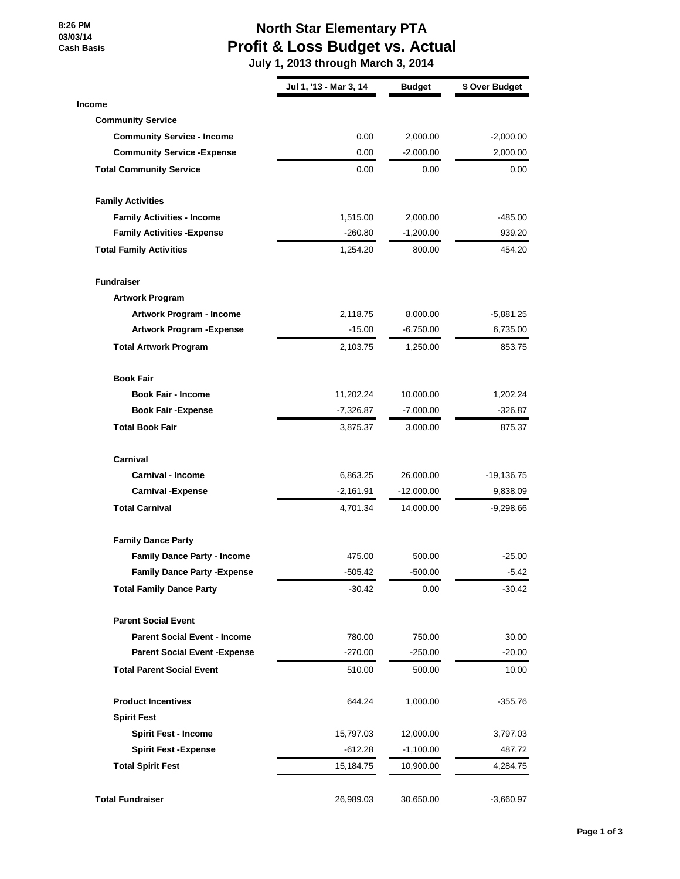8:26 PM
03/03/14
Cash Basis

# North Star Elementary PTA
## Profit & Loss Budget vs. Actual
### July 1, 2013 through March 3, 2014

| | Jul 1, '13 - Mar 3, 14 | Budget | $ Over Budget |
|---|---|---|---|
| **Income** | | | |
| **Community Service** | | | |
| **Community Service - Income** | 0.00 | 2,000.00 | -2,000.00 |
| **Community Service -Expense** | 0.00 | -2,000.00 | 2,000.00 |
| **Total Community Service** | 0.00 | 0.00 | 0.00 |
| **Family Activities** | | | |
| **Family Activities - Income** | 1,515.00 | 2,000.00 | -485.00 |
| **Family Activities -Expense** | -260.80 | -1,200.00 | 939.20 |
| **Total Family Activities** | 1,254.20 | 800.00 | 454.20 |
| **Fundraiser** | | | |
| **Artwork Program** | | | |
| **Artwork Program - Income** | 2,118.75 | 8,000.00 | -5,881.25 |
| **Artwork Program -Expense** | -15.00 | -6,750.00 | 6,735.00 |
| **Total Artwork Program** | 2,103.75 | 1,250.00 | 853.75 |
| **Book Fair** | | | |
| **Book Fair - Income** | 11,202.24 | 10,000.00 | 1,202.24 |
| **Book Fair -Expense** | -7,326.87 | -7,000.00 | -326.87 |
| **Total Book Fair** | 3,875.37 | 3,000.00 | 875.37 |
| **Carnival** | | | |
| **Carnival - Income** | 6,863.25 | 26,000.00 | -19,136.75 |
| **Carnival -Expense** | -2,161.91 | -12,000.00 | 9,838.09 |
| **Total Carnival** | 4,701.34 | 14,000.00 | -9,298.66 |
| **Family Dance Party** | | | |
| **Family Dance Party - Income** | 475.00 | 500.00 | -25.00 |
| **Family Dance Party -Expense** | -505.42 | -500.00 | -5.42 |
| **Total Family Dance Party** | -30.42 | 0.00 | -30.42 |
| **Parent Social Event** | | | |
| **Parent Social Event - Income** | 780.00 | 750.00 | 30.00 |
| **Parent Social Event -Expense** | -270.00 | -250.00 | -20.00 |
| **Total Parent Social Event** | 510.00 | 500.00 | 10.00 |
| **Product Incentives** | 644.24 | 1,000.00 | -355.76 |
| **Spirit Fest** | | | |
| **Spirit Fest - Income** | 15,797.03 | 12,000.00 | 3,797.03 |
| **Spirit Fest -Expense** | -612.28 | -1,100.00 | 487.72 |
| **Total Spirit Fest** | 15,184.75 | 10,900.00 | 4,284.75 |
| **Total Fundraiser** | 26,989.03 | 30,650.00 | -3,660.97 |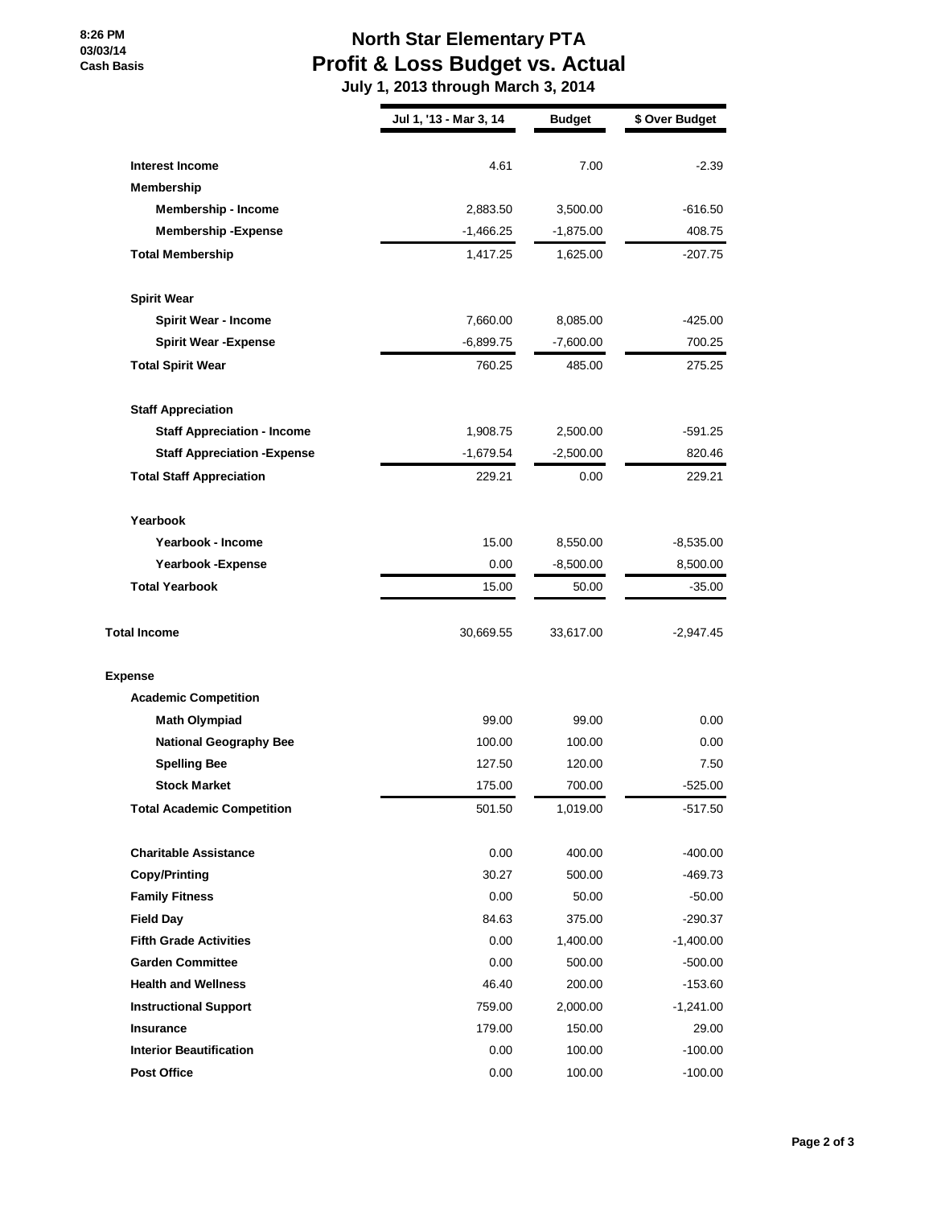8:26 PM
03/03/14
Cash Basis

# North Star Elementary PTA
## Profit & Loss Budget vs. Actual
### July 1, 2013 through March 3, 2014

| | Jul 1, '13 - Mar 3, 14 | Budget | $ Over Budget |
|---|---|---|---|
| **Interest Income** | 4.61 | 7.00 | -2.39 |
| **Membership** | | | |
| **Membership - Income** | 2,883.50 | 3,500.00 | -616.50 |
| **Membership -Expense** | -1,466.25 | -1,875.00 | 408.75 |
| **Total Membership** | 1,417.25 | 1,625.00 | -207.75 |
| **Spirit Wear** | | | |
| **Spirit Wear - Income** | 7,660.00 | 8,085.00 | -425.00 |
| **Spirit Wear -Expense** | -6,899.75 | -7,600.00 | 700.25 |
| **Total Spirit Wear** | 760.25 | 485.00 | 275.25 |
| **Staff Appreciation** | | | |
| **Staff Appreciation - Income** | 1,908.75 | 2,500.00 | -591.25 |
| **Staff Appreciation -Expense** | -1,679.54 | -2,500.00 | 820.46 |
| **Total Staff Appreciation** | 229.21 | 0.00 | 229.21 |
| **Yearbook** | | | |
| **Yearbook - Income** | 15.00 | 8,550.00 | -8,535.00 |
| **Yearbook -Expense** | 0.00 | -8,500.00 | 8,500.00 |
| **Total Yearbook** | 15.00 | 50.00 | -35.00 |
| **Total Income** | 30,669.55 | 33,617.00 | -2,947.45 |
| **Expense** | | | |
| **Academic Competition** | | | |
| **Math Olympiad** | 99.00 | 99.00 | 0.00 |
| **National Geography Bee** | 100.00 | 100.00 | 0.00 |
| **Spelling Bee** | 127.50 | 120.00 | 7.50 |
| **Stock Market** | 175.00 | 700.00 | -525.00 |
| **Total Academic Competition** | 501.50 | 1,019.00 | -517.50 |
| **Charitable Assistance** | 0.00 | 400.00 | -400.00 |
| **Copy/Printing** | 30.27 | 500.00 | -469.73 |
| **Family Fitness** | 0.00 | 50.00 | -50.00 |
| **Field Day** | 84.63 | 375.00 | -290.37 |
| **Fifth Grade Activities** | 0.00 | 1,400.00 | -1,400.00 |
| **Garden Committee** | 0.00 | 500.00 | -500.00 |
| **Health and Wellness** | 46.40 | 200.00 | -153.60 |
| **Instructional Support** | 759.00 | 2,000.00 | -1,241.00 |
| **Insurance** | 179.00 | 150.00 | 29.00 |
| **Interior Beautification** | 0.00 | 100.00 | -100.00 |
| **Post Office** | 0.00 | 100.00 | -100.00 |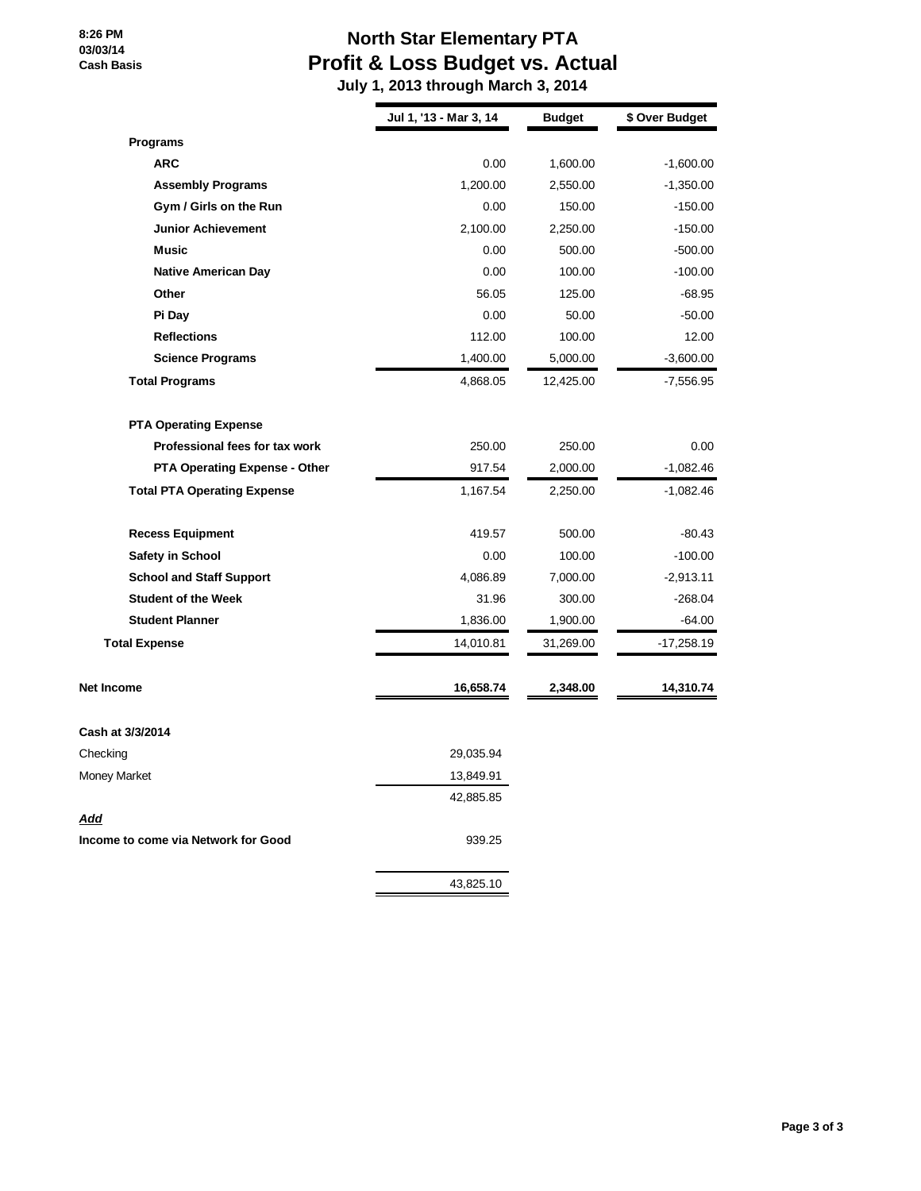8:26 PM
03/03/14
Cash Basis

# North Star Elementary PTA
## Profit & Loss Budget vs. Actual
### July 1, 2013 through March 3, 2014

| | Jul 1, '13 - Mar 3, 14 | Budget | $ Over Budget |
|---|---|---|---|
| **Programs** | | | |
| **ARC** | 0.00 | 1,600.00 | -1,600.00 |
| **Assembly Programs** | 1,200.00 | 2,550.00 | -1,350.00 |
| **Gym / Girls on the Run** | 0.00 | 150.00 | -150.00 |
| **Junior Achievement** | 2,100.00 | 2,250.00 | -150.00 |
| **Music** | 0.00 | 500.00 | -500.00 |
| **Native American Day** | 0.00 | 100.00 | -100.00 |
| **Other** | 56.05 | 125.00 | -68.95 |
| **Pi Day** | 0.00 | 50.00 | -50.00 |
| **Reflections** | 112.00 | 100.00 | 12.00 |
| **Science Programs** | 1,400.00 | 5,000.00 | -3,600.00 |
| **Total Programs** | 4,868.05 | 12,425.00 | -7,556.95 |
| **PTA Operating Expense** | | | |
| **Professional fees for tax work** | 250.00 | 250.00 | 0.00 |
| **PTA Operating Expense - Other** | 917.54 | 2,000.00 | -1,082.46 |
| **Total PTA Operating Expense** | 1,167.54 | 2,250.00 | -1,082.46 |
| **Recess Equipment** | 419.57 | 500.00 | -80.43 |
| **Safety in School** | 0.00 | 100.00 | -100.00 |
| **School and Staff Support** | 4,086.89 | 7,000.00 | -2,913.11 |
| **Student of the Week** | 31.96 | 300.00 | -268.04 |
| **Student Planner** | 1,836.00 | 1,900.00 | -64.00 |
| **Total Expense** | 14,010.81 | 31,269.00 | -17,258.19 |
| **Net Income** | **16,658.74** | **2,348.00** | **14,310.74** |

| | |
|---|---|
| **Cash at 3/3/2014** | |
| Checking | 29,035.94 |
| Money Market | 13,849.91 |
| | 42,885.85 |
| ***Add*** | |
| **Income to come via Network for Good** | 939.25 |
| | 43,825.10 |